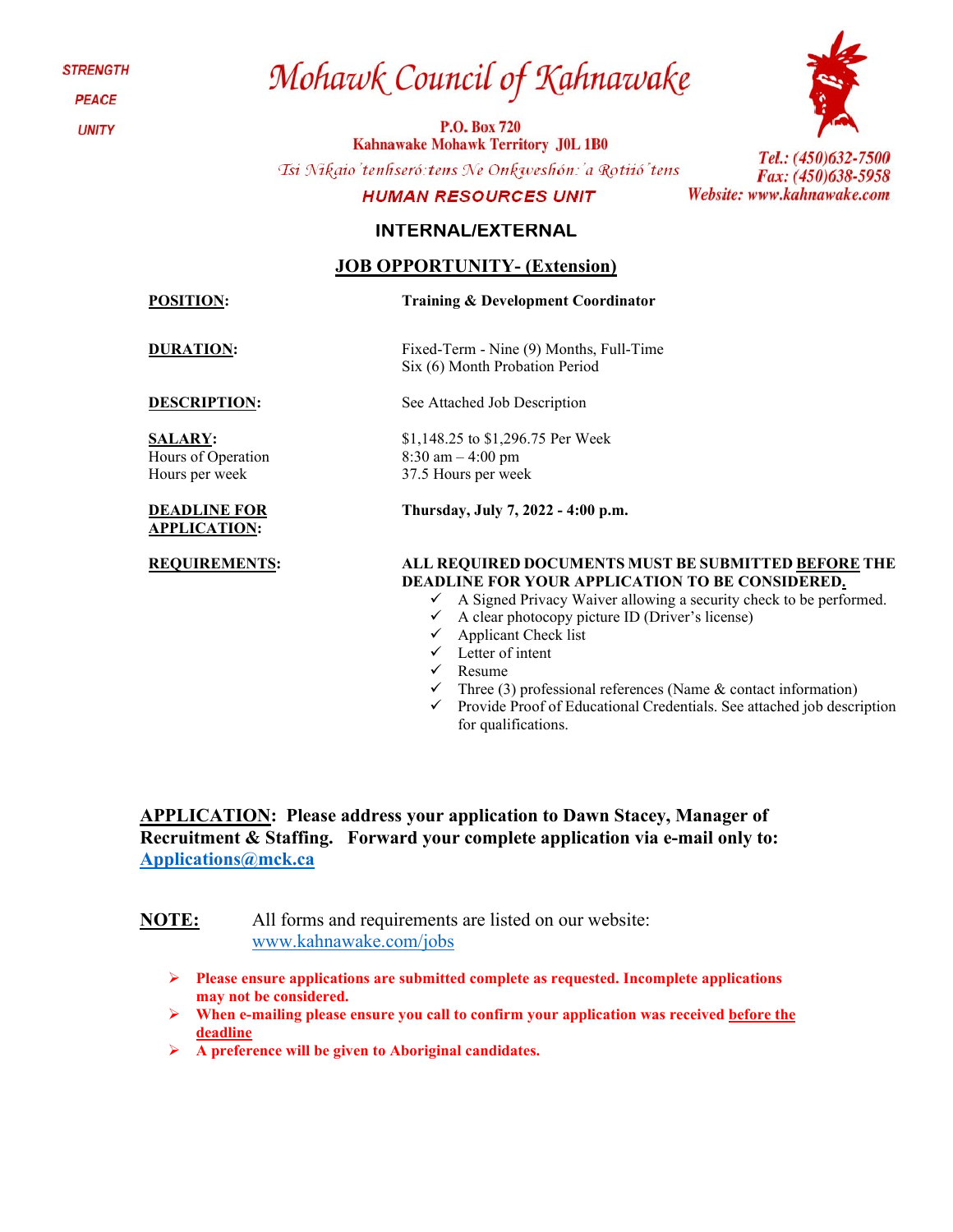STRENGTH

PEACE

UNITY

# Mohawk Council of Kahnawake

**P.O. Box 720**
**Kahnawake Mohawk Territory J0L 1B0**

*Tsi Nikaio'tenhseró:tens Ne Onkweshón:'a Rotiió'tens*

**HUMAN RESOURCES UNIT**

*Tel.: (450)632-7500*
*Fax: (450)638-5958*
*Website: www.kahnawake.com*

## INTERNAL/EXTERNAL

## JOB OPPORTUNITY- (Extension)

**POSITION:** **Training & Development Coordinator**

**DURATION:** Fixed-Term - Nine (9) Months, Full-Time
Six (6) Month Probation Period

**DESCRIPTION:** See Attached Job Description

**SALARY:** $1,148.25 to $1,296.75 Per Week
Hours of Operation: 8:30 am – 4:00 pm
Hours per week: 37.5 Hours per week

**DEADLINE FOR APPLICATION:** **Thursday, July 7, 2022 - 4:00 p.m.**

**REQUIREMENTS:** **ALL REQUIRED DOCUMENTS MUST BE SUBMITTED BEFORE THE DEADLINE FOR YOUR APPLICATION TO BE CONSIDERED.**

- ✓ A Signed Privacy Waiver allowing a security check to be performed.
- ✓ A clear photocopy picture ID (Driver's license)
- ✓ Applicant Check list
- ✓ Letter of intent
- ✓ Resume
- ✓ Three (3) professional references (Name & contact information)
- ✓ Provide Proof of Educational Credentials. See attached job description for qualifications.

**APPLICATION: Please address your application to Dawn Stacey, Manager of Recruitment & Staffing. Forward your complete application via e-mail only to: Applications@mck.ca**

**NOTE:** All forms and requirements are listed on our website: www.kahnawake.com/jobs

- **Please ensure applications are submitted complete as requested. Incomplete applications may not be considered.**
- **When e-mailing please ensure you call to confirm your application was received before the deadline**
- **A preference will be given to Aboriginal candidates.**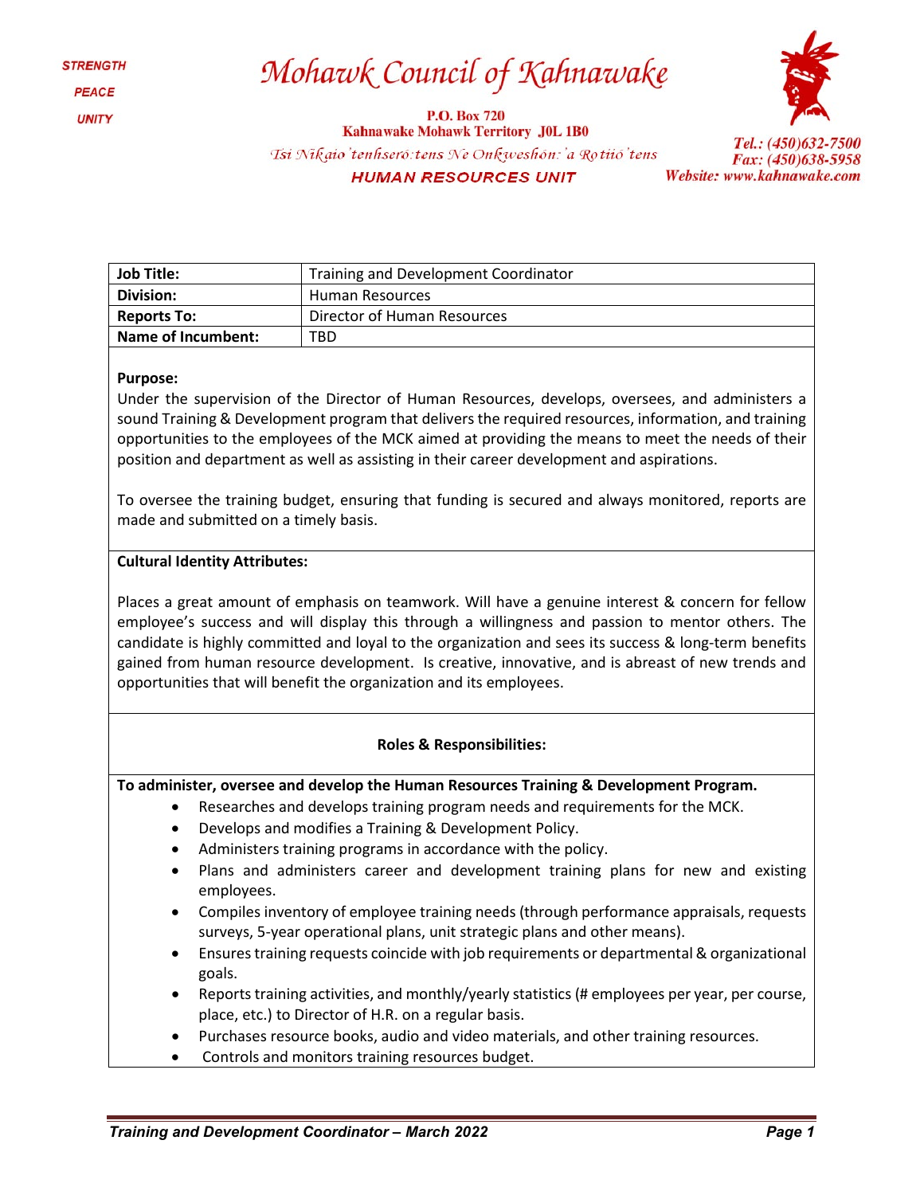# Mohawk Council of Kahnawake

STRENGTH

PEACE

UNITY

P.O. Box 720
Kahnawake Mohawk Territory J0L 1B0

Tsi Nikaio'tenhseró:tens Ne Onkweshón:'a Rotiió'tens

**HUMAN RESOURCES UNIT**

Tel.: (450)632-7500
Fax: (450)638-5958
Website: www.kahnawake.com

| **Job Title:** | Training and Development Coordinator |
| --- | --- |
| **Division:** | Human Resources |
| **Reports To:** | Director of Human Resources |
| **Name of Incumbent:** | TBD |

**Purpose:**

Under the supervision of the Director of Human Resources, develops, oversees, and administers a sound Training & Development program that delivers the required resources, information, and training opportunities to the employees of the MCK aimed at providing the means to meet the needs of their position and department as well as assisting in their career development and aspirations.

To oversee the training budget, ensuring that funding is secured and always monitored, reports are made and submitted on a timely basis.

**Cultural Identity Attributes:**

Places a great amount of emphasis on teamwork. Will have a genuine interest & concern for fellow employee's success and will display this through a willingness and passion to mentor others. The candidate is highly committed and loyal to the organization and sees its success & long-term benefits gained from human resource development. Is creative, innovative, and is abreast of new trends and opportunities that will benefit the organization and its employees.

**Roles & Responsibilities:**

**To administer, oversee and develop the Human Resources Training & Development Program.**

- Researches and develops training program needs and requirements for the MCK.
- Develops and modifies a Training & Development Policy.
- Administers training programs in accordance with the policy.
- Plans and administers career and development training plans for new and existing employees.
- Compiles inventory of employee training needs (through performance appraisals, requests surveys, 5-year operational plans, unit strategic plans and other means).
- Ensures training requests coincide with job requirements or departmental & organizational goals.
- Reports training activities, and monthly/yearly statistics (# employees per year, per course, place, etc.) to Director of H.R. on a regular basis.
- Purchases resource books, audio and video materials, and other training resources.
- Controls and monitors training resources budget.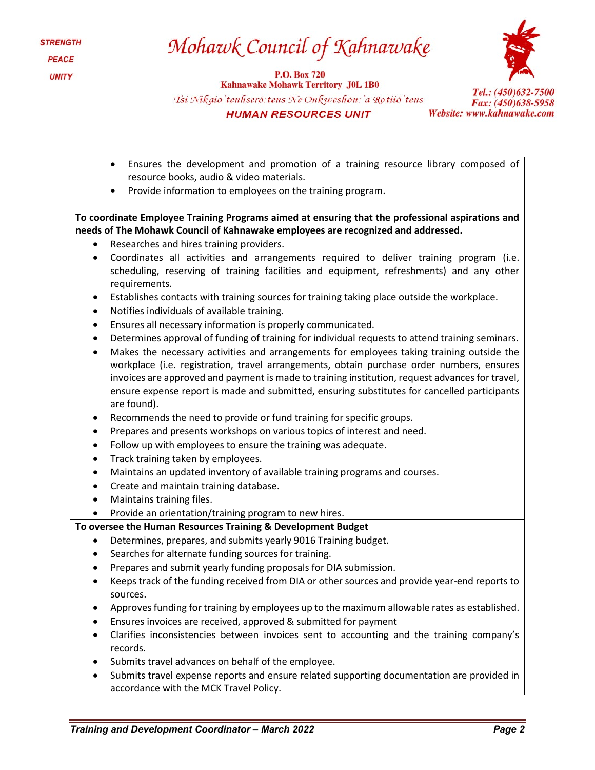- Ensures the development and promotion of a training resource library composed of resource books, audio & video materials.
- Provide information to employees on the training program.

**To coordinate Employee Training Programs aimed at ensuring that the professional aspirations and needs of The Mohawk Council of Kahnawake employees are recognized and addressed.**

- Researches and hires training providers.
- Coordinates all activities and arrangements required to deliver training program (i.e. scheduling, reserving of training facilities and equipment, refreshments) and any other requirements.
- Establishes contacts with training sources for training taking place outside the workplace.
- Notifies individuals of available training.
- Ensures all necessary information is properly communicated.
- Determines approval of funding of training for individual requests to attend training seminars.
- Makes the necessary activities and arrangements for employees taking training outside the workplace (i.e. registration, travel arrangements, obtain purchase order numbers, ensures invoices are approved and payment is made to training institution, request advances for travel, ensure expense report is made and submitted, ensuring substitutes for cancelled participants are found).
- Recommends the need to provide or fund training for specific groups.
- Prepares and presents workshops on various topics of interest and need.
- Follow up with employees to ensure the training was adequate.
- Track training taken by employees.
- Maintains an updated inventory of available training programs and courses.
- Create and maintain training database.
- Maintains training files.
- Provide an orientation/training program to new hires.

**To oversee the Human Resources Training & Development Budget**

- Determines, prepares, and submits yearly 9016 Training budget.
- Searches for alternate funding sources for training.
- Prepares and submit yearly funding proposals for DIA submission.
- Keeps track of the funding received from DIA or other sources and provide year-end reports to sources.
- Approves funding for training by employees up to the maximum allowable rates as established.
- Ensures invoices are received, approved & submitted for payment
- Clarifies inconsistencies between invoices sent to accounting and the training company's records.
- Submits travel advances on behalf of the employee.
- Submits travel expense reports and ensure related supporting documentation are provided in accordance with the MCK Travel Policy.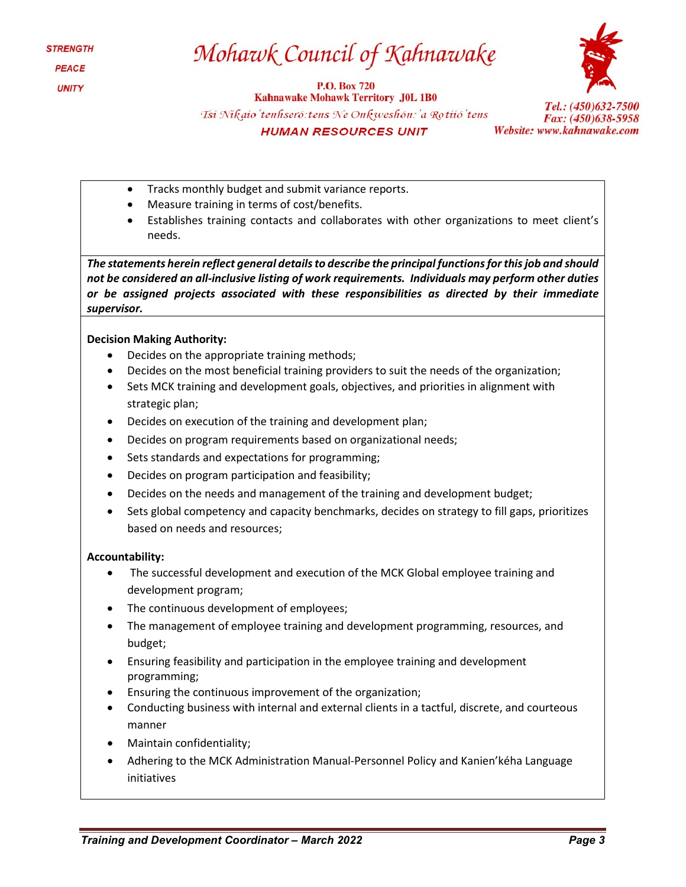- Tracks monthly budget and submit variance reports.
- Measure training in terms of cost/benefits.
- Establishes training contacts and collaborates with other organizations to meet client's needs.

***The statements herein reflect general details to describe the principal functions for this job and should not be considered an all-inclusive listing of work requirements. Individuals may perform other duties or be assigned projects associated with these responsibilities as directed by their immediate supervisor.***

**Decision Making Authority:**

- Decides on the appropriate training methods;
- Decides on the most beneficial training providers to suit the needs of the organization;
- Sets MCK training and development goals, objectives, and priorities in alignment with strategic plan;
- Decides on execution of the training and development plan;
- Decides on program requirements based on organizational needs;
- Sets standards and expectations for programming;
- Decides on program participation and feasibility;
- Decides on the needs and management of the training and development budget;
- Sets global competency and capacity benchmarks, decides on strategy to fill gaps, prioritizes based on needs and resources;

**Accountability:**

- The successful development and execution of the MCK Global employee training and development program;
- The continuous development of employees;
- The management of employee training and development programming, resources, and budget;
- Ensuring feasibility and participation in the employee training and development programming;
- Ensuring the continuous improvement of the organization;
- Conducting business with internal and external clients in a tactful, discrete, and courteous manner
- Maintain confidentiality;
- Adhering to the MCK Administration Manual-Personnel Policy and Kanien'kéha Language initiatives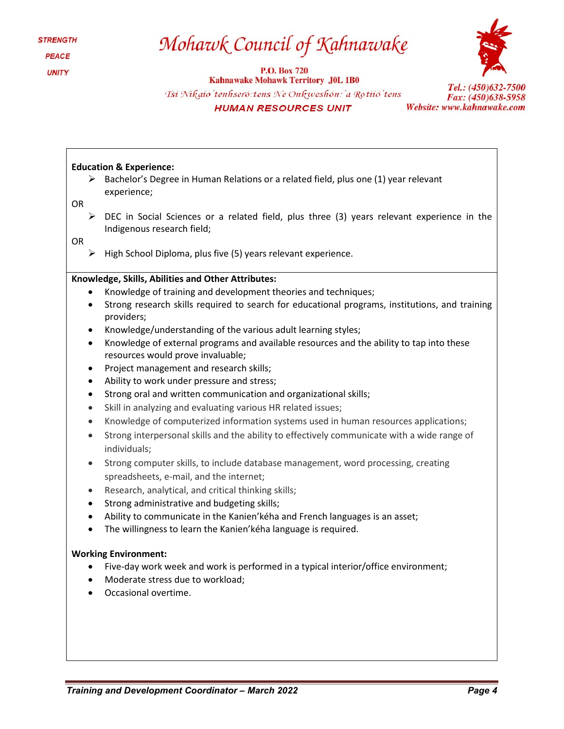**Education & Experience:**

- Bachelor's Degree in Human Relations or a related field, plus one (1) year relevant experience;

OR

- DEC in Social Sciences or a related field, plus three (3) years relevant experience in the Indigenous research field;

OR

- High School Diploma, plus five (5) years relevant experience.

**Knowledge, Skills, Abilities and Other Attributes:**

- Knowledge of training and development theories and techniques;
- Strong research skills required to search for educational programs, institutions, and training providers;
- Knowledge/understanding of the various adult learning styles;
- Knowledge of external programs and available resources and the ability to tap into these resources would prove invaluable;
- Project management and research skills;
- Ability to work under pressure and stress;
- Strong oral and written communication and organizational skills;
- Skill in analyzing and evaluating various HR related issues;
- Knowledge of computerized information systems used in human resources applications;
- Strong interpersonal skills and the ability to effectively communicate with a wide range of individuals;
- Strong computer skills, to include database management, word processing, creating spreadsheets, e-mail, and the internet;
- Research, analytical, and critical thinking skills;
- Strong administrative and budgeting skills;
- Ability to communicate in the Kanien'kéha and French languages is an asset;
- The willingness to learn the Kanien'kéha language is required.

**Working Environment:**

- Five-day work week and work is performed in a typical interior/office environment;
- Moderate stress due to workload;
- Occasional overtime.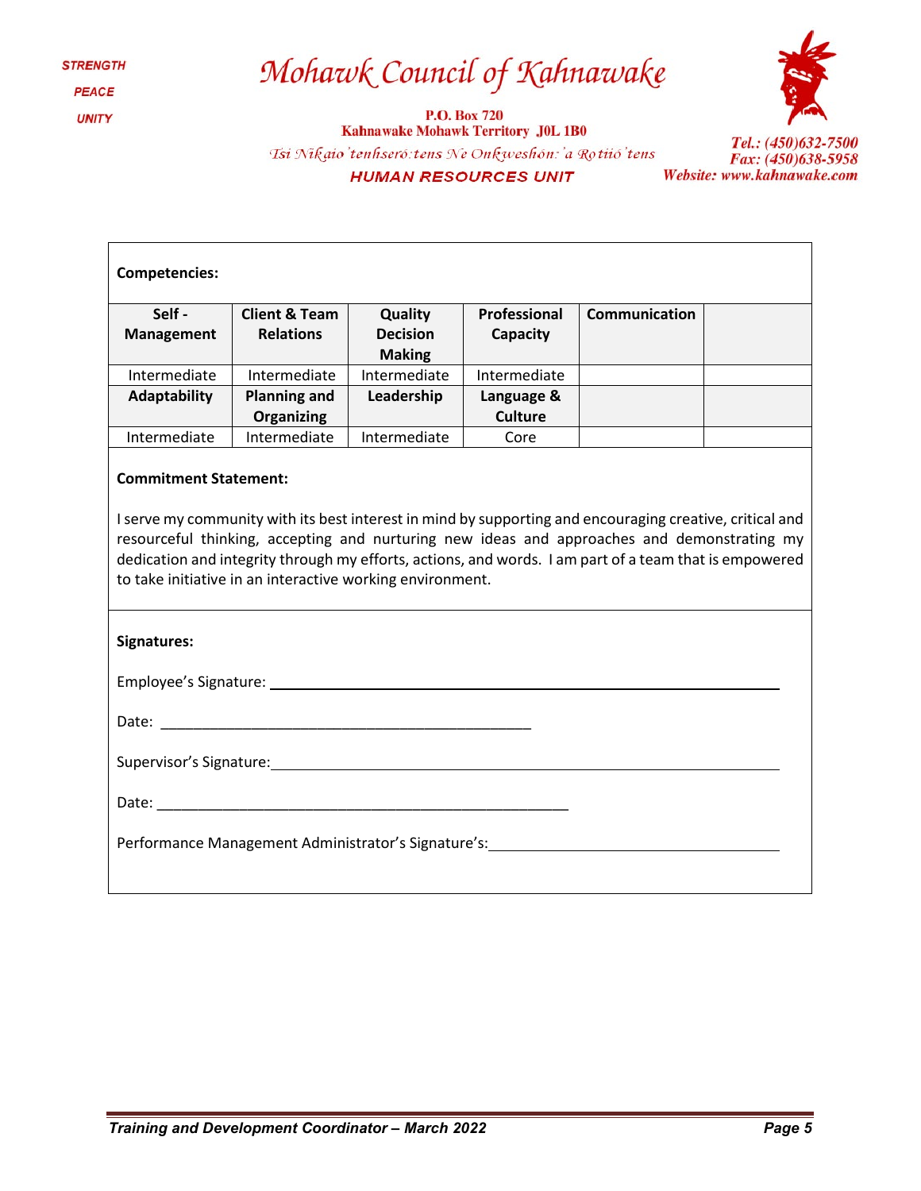STRENGTH

PEACE

UNITY

# Mohawk Council of Kahnawake

**P.O. Box 720**
**Kahnawake Mohawk Territory J0L 1B0**

*Tsi Nikaio'tenhseró:tens Ne Onkweshón:'a Rotiio'tens*

**HUMAN RESOURCES UNIT**

*Tel.: (450)632-7500*
*Fax: (450)638-5958*
*Website: www.kahnawake.com*

**Competencies:**

| | | | | | |
|---|---|---|---|---|---|
| **Self - Management** | **Client & Team Relations** | **Quality Decision Making** | **Professional Capacity** | **Communication** | |
| Intermediate | Intermediate | Intermediate | Intermediate | | |
| **Adaptability** | **Planning and Organizing** | **Leadership** | **Language & Culture** | | |
| Intermediate | Intermediate | Intermediate | Core | | |

**Commitment Statement:**

I serve my community with its best interest in mind by supporting and encouraging creative, critical and resourceful thinking, accepting and nurturing new ideas and approaches and demonstrating my dedication and integrity through my efforts, actions, and words. I am part of a team that is empowered to take initiative in an interactive working environment.

**Signatures:**

Employee's Signature: ______________________________

Date: ______________________________

Supervisor's Signature: ______________________________

Date: ______________________________

Performance Management Administrator's Signature's: ______________________________